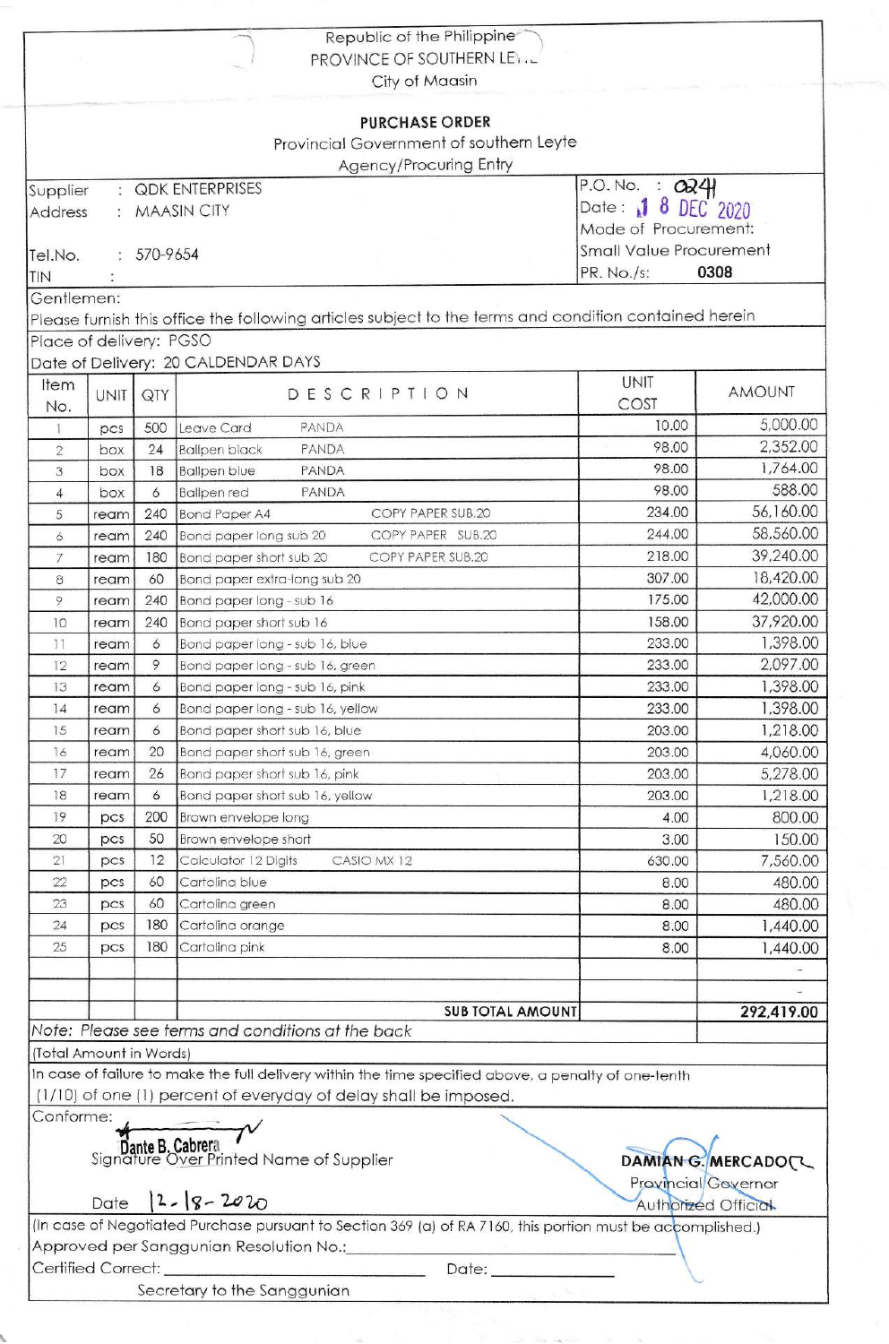Republic of the Philippine
PROVINCE OF SOUTHERN LEYTE
City of Maasin

## PURCHASE ORDER

Provincial Government of southern Leyte
Agency/Procuring Entry

| | |
|---|---|
| Supplier : QDK ENTERPRISES | P.O. No. : 0241 |
| Address : MAASIN CITY | Date : 18 DEC 2020 |
| | Mode of Procurement: |
| Tel.No. : 570-9654 | Small Value Procurement |
| TIN : | PR. No./s: 0308 |

Gentlemen:

Please furnish this office the following articles subject to the terms and condition contained herein

Place of delivery: PGSO

Date of Delivery: 20 CALDENDAR DAYS

| Item No. | UNIT | QTY | DESCRIPTION | UNIT COST | AMOUNT |
|---|---|---|---|---|---|
| 1 | pcs | 500 | Leave Card PANDA | 10.00 | 5,000.00 |
| 2 | box | 24 | Ballpen black PANDA | 98.00 | 2,352.00 |
| 3 | box | 18 | Ballpen blue PANDA | 98.00 | 1,764.00 |
| 4 | box | 6 | Ballpen red PANDA | 98.00 | 588.00 |
| 5 | ream | 240 | Bond Paper A4 COPY PAPER SUB.20 | 234.00 | 56,160.00 |
| 6 | ream | 240 | Bond paper long sub 20 COPY PAPER SUB.20 | 244.00 | 58,560.00 |
| 7 | ream | 180 | Bond paper short sub 20 COPY PAPER SUB.20 | 218.00 | 39,240.00 |
| 8 | ream | 60 | Bond paper extra-long sub 20 | 307.00 | 18,420.00 |
| 9 | ream | 240 | Bond paper long - sub 16 | 175.00 | 42,000.00 |
| 10 | ream | 240 | Bond paper short sub 16 | 158.00 | 37,920.00 |
| 11 | ream | 6 | Bond paper long - sub 16, blue | 233.00 | 1,398.00 |
| 12 | ream | 9 | Bond paper long - sub 16, green | 233.00 | 2,097.00 |
| 13 | ream | 6 | Bond paper long - sub 16, pink | 233.00 | 1,398.00 |
| 14 | ream | 6 | Bond paper long - sub 16, yellow | 233.00 | 1,398.00 |
| 15 | ream | 6 | Bond paper short sub 16, blue | 203.00 | 1,218.00 |
| 16 | ream | 20 | Bond paper short sub 16, green | 203.00 | 4,060.00 |
| 17 | ream | 26 | Bond paper short sub 16, pink | 203.00 | 5,278.00 |
| 18 | ream | 6 | Bond paper short sub 16, yellow | 203.00 | 1,218.00 |
| 19 | pcs | 200 | Brown envelope long | 4.00 | 800.00 |
| 20 | pcs | 50 | Brown envelope short | 3.00 | 150.00 |
| 21 | pcs | 12 | Calculator 12 Digits CASIO MX 12 | 630.00 | 7,560.00 |
| 22 | pcs | 60 | Cartolina blue | 8.00 | 480.00 |
| 23 | pcs | 60 | Cartolina green | 8.00 | 480.00 |
| 24 | pcs | 180 | Cartolina orange | 8.00 | 1,440.00 |
| 25 | pcs | 180 | Cartolina pink | 8.00 | 1,440.00 |
| | | | | | - |
| | | | | | - |
| | | | SUB TOTAL AMOUNT | | 292,419.00 |

*Note: Please see terms and condition at the back*

(Total Amount in Words)

In case of failure to make the full delivery within the time specified above, a penalty of one-tenth (1/10) of one (1) percent of everyday of delay shall be imposed.

Conforme:

Dante B. Cabrera
Signature Over Printed Name of Supplier

Date 12-18-2020

**DAMIAN G. MERCADO**
Provincial Governor
Authorized Official

(In case of Negotiated Purchase pursuant to Section 369 (a) of RA 7160, this portion must be accomplished.)

Approved per Sanggunian Resolution No.:______________________

Certified Correct: ______________________ Date: ______________

Secretary to the Sanggunian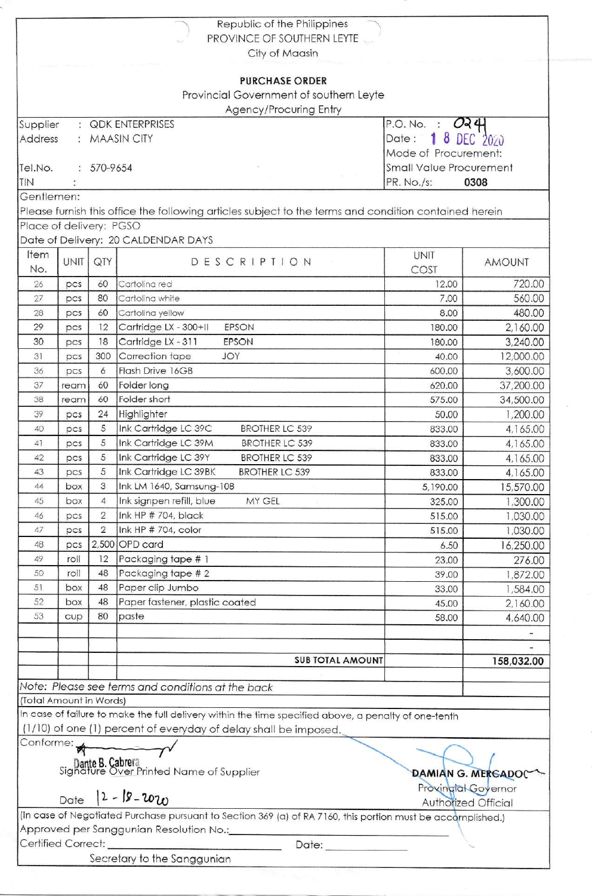Republic of the Philippines
PROVINCE OF SOUTHERN LEYTE
City of Maasin

## PURCHASE ORDER

Provincial Government of southern Leyte
Agency/Procuring Entry

| | |
|---|---|
| Supplier : QDK ENTERPRISES | P.O. No. : 024 |
| Address : MAASIN CITY | Date : 18 DEC 2020 |
| | Mode of Procurement: |
| Tel.No. : 570-9654 | Small Value Procurement |
| TIN : | PR. No./s: 0308 |

Gentlemen:

Please furnish this office the following articles subject to the terms and condition contained herein

Place of delivery: PGSO

Date of Delivery: 20 CALDENDAR DAYS

| Item No. | UNIT | QTY | DESCRIPTION | UNIT COST | AMOUNT |
|---|---|---|---|---|---|
| 26 | pcs | 60 | Cartolina red | 12.00 | 720.00 |
| 27 | pcs | 80 | Cartolina white | 7.00 | 560.00 |
| 28 | pcs | 60 | Cartolina yellow | 8.00 | 480.00 |
| 29 | pcs | 12 | Cartridge LX - 300+II EPSON | 180.00 | 2,160.00 |
| 30 | pcs | 18 | Cartridge LX - 311 EPSON | 180.00 | 3,240.00 |
| 31 | pcs | 300 | Correction tape JOY | 40.00 | 12,000.00 |
| 36 | pcs | 6 | Flash Drive 16GB | 600.00 | 3,600.00 |
| 37 | ream | 60 | Folder long | 620.00 | 37,200.00 |
| 38 | ream | 60 | Folder short | 575.00 | 34,500.00 |
| 39 | pcs | 24 | Highlighter | 50.00 | 1,200.00 |
| 40 | pcs | 5 | Ink Cartridge LC 39C BROTHER LC 539 | 833.00 | 4,165.00 |
| 41 | pcs | 5 | Ink Cartridge LC 39M BROTHER LC 539 | 833.00 | 4,165.00 |
| 42 | pcs | 5 | Ink Cartridge LC 39Y BROTHER LC 539 | 833.00 | 4,165.00 |
| 43 | pcs | 5 | Ink Cartridge LC 39BK BROTHER LC 539 | 833.00 | 4,165.00 |
| 44 | box | 3 | Ink LM 1640, Samsung-108 | 5,190.00 | 15,570.00 |
| 45 | box | 4 | Ink signpen refill, blue MY GEL | 325.00 | 1,300.00 |
| 46 | pcs | 2 | Ink HP # 704, black | 515.00 | 1,030.00 |
| 47 | pcs | 2 | Ink HP # 704, color | 515.00 | 1,030.00 |
| 48 | pcs | 2,500 | OPD card | 6.50 | 16,250.00 |
| 49 | roll | 12 | Packaging tape # 1 | 23.00 | 276.00 |
| 50 | roll | 48 | Packaging tape # 2 | 39.00 | 1,872.00 |
| 51 | box | 48 | Paper clip Jumbo | 33.00 | 1,584.00 |
| 52 | box | 48 | Paper fastener, plastic coated | 45.00 | 2,160.00 |
| 53 | cup | 80 | paste | 58.00 | 4,640.00 |
| | | | | | - |
| | | | | | - |
| | | | **SUB TOTAL AMOUNT** | | **158,032.00** |

*Note: Please see terms and conditions at the back*

(Total Amount in Words)

In case of failure to make the full delivery within the time specified above, a penalty of one-tenth (1/10) of one (1) percent of everyday of delay shall be imposed.

Conforme:

Dante B. Cabrera
Signature Over Printed Name of Supplier

Date 12-18-2020

**DAMIAN G. MERCADO**
Provincial Governor
Authorized Official

(In case of Negotiated Purchase pursuant to Section 369 (a) of RA 7160, this portion must be accomplished.)

Approved per Sanggunian Resolution No.:______________________

Certified Correct: ______________________ Date: ______________

Secretary to the Sanggunian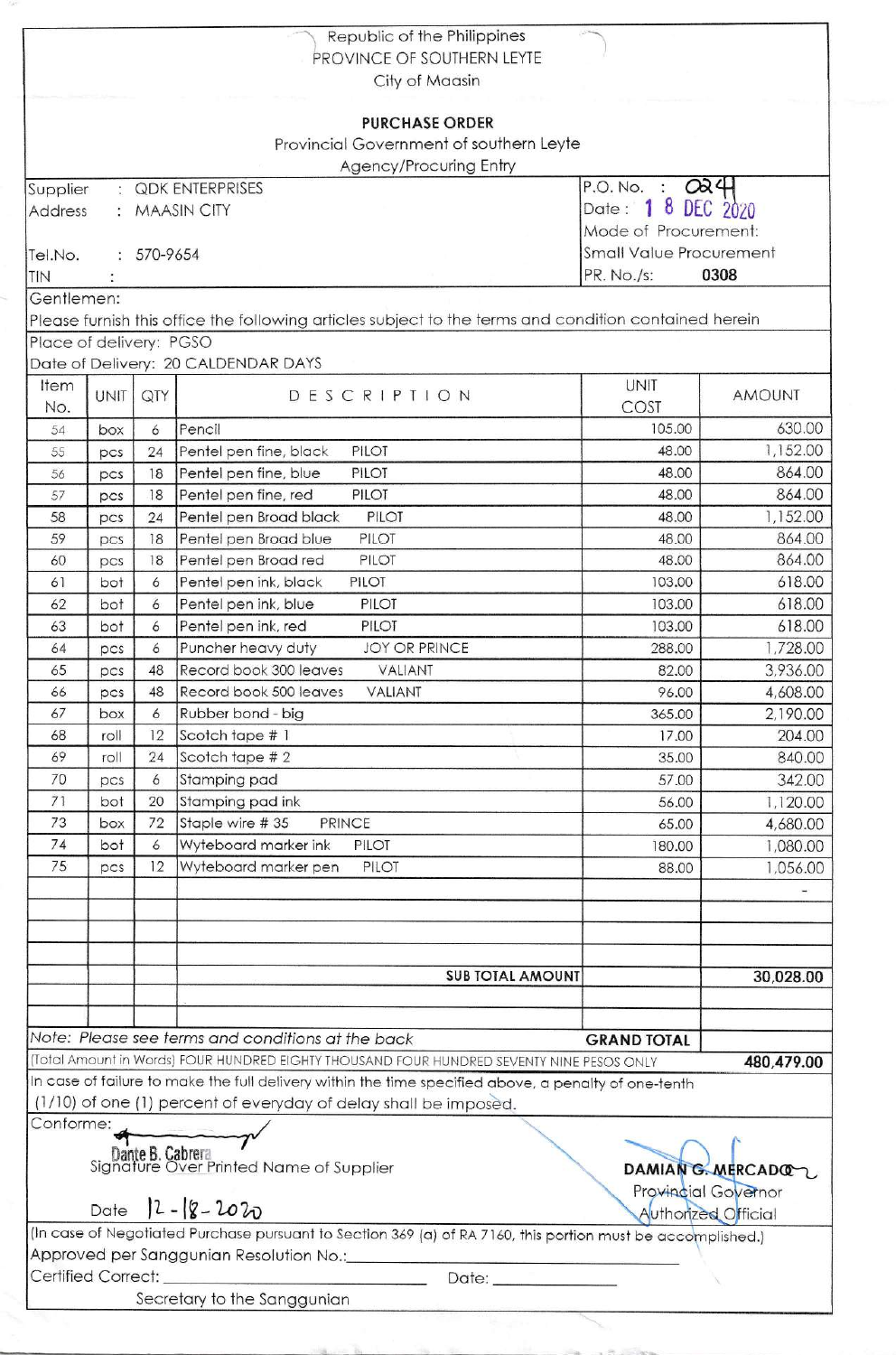Republic of the Philippines
PROVINCE OF SOUTHERN LEYTE
City of Maasin

## PURCHASE ORDER

Provincial Government of southern Leyte
Agency/Procuring Entry

| | |
|---|---|
| Supplier : QDK ENTERPRISES | P.O. No. : 024 |
| Address : MAASIN CITY | Date : 18 DEC 2020 |
| | Mode of Procurement: |
| Tel.No. : 570-9654 | Small Value Procurement |
| TIN : | PR. No./s: 0308 |

Gentlemen:

Please furnish this office the following articles subject to the terms and condition contained herein

Place of delivery: PGSO

Date of Delivery: 20 CALDENDAR DAYS

| Item No. | UNIT | QTY | DESCRIPTION | UNIT COST | AMOUNT |
|---|---|---|---|---|---|
| 54 | box | 6 | Pencil | 105.00 | 630.00 |
| 55 | pcs | 24 | Pentel pen fine, black PILOT | 48.00 | 1,152.00 |
| 56 | pcs | 18 | Pentel pen fine, blue PILOT | 48.00 | 864.00 |
| 57 | pcs | 18 | Pentel pen fine, red PILOT | 48.00 | 864.00 |
| 58 | pcs | 24 | Pentel pen Broad black PILOT | 48.00 | 1,152.00 |
| 59 | pcs | 18 | Pentel pen Broad blue PILOT | 48.00 | 864.00 |
| 60 | pcs | 18 | Pentel pen Broad red PILOT | 48.00 | 864.00 |
| 61 | bot | 6 | Pentel pen ink, black PILOT | 103.00 | 618.00 |
| 62 | bot | 6 | Pentel pen ink, blue PILOT | 103.00 | 618.00 |
| 63 | bot | 6 | Pentel pen ink, red PILOT | 103.00 | 618.00 |
| 64 | pcs | 6 | Puncher heavy duty JOY OR PRINCE | 288.00 | 1,728.00 |
| 65 | pcs | 48 | Record book 300 leaves VALIANT | 82.00 | 3,936.00 |
| 66 | pcs | 48 | Record book 500 leaves VALIANT | 96.00 | 4,608.00 |
| 67 | box | 6 | Rubber bond - big | 365.00 | 2,190.00 |
| 68 | roll | 12 | Scotch tape # 1 | 17.00 | 204.00 |
| 69 | roll | 24 | Scotch tape # 2 | 35.00 | 840.00 |
| 70 | pcs | 6 | Stamping pad | 57.00 | 342.00 |
| 71 | bot | 20 | Stamping pad ink | 56.00 | 1,120.00 |
| 73 | box | 72 | Staple wire # 35 PRINCE | 65.00 | 4,680.00 |
| 74 | bot | 6 | Wyteboard marker ink PILOT | 180.00 | 1,080.00 |
| 75 | pcs | 12 | Wyteboard marker pen PILOT | 88.00 | 1,056.00 |
| | | | | | - |
| | | | **SUB TOTAL AMOUNT** | | **30,028.00** |
| *Note: Please see terms and conditions at the back* | | | | **GRAND TOTAL** | |
| (Total Amount in Words) FOUR HUNDRED EIGHTY THOUSAND FOUR HUNDRED SEVENTY NINE PESOS ONLY | | | | | **480,479.00** |

In case of failure to make the full delivery within the time specified above, a penalty of one-tenth (1/10) of one (1) percent of everyday of delay shall be imposed.

Conforme:

Dante B. Cabrera
Signature Over Printed Name of Supplier

Date 12-18-2020

**DAMIAN G. MERCADO**
Provincial Governor
Authorized Official

(In case of Negotiated Purchase pursuant to Section 369 (a) of RA 7160, this portion must be accomplished.)

Approved per Sanggunian Resolution No.:______________________

Certified Correct: ______________________ Date: __________

Secretary to the Sanggunian